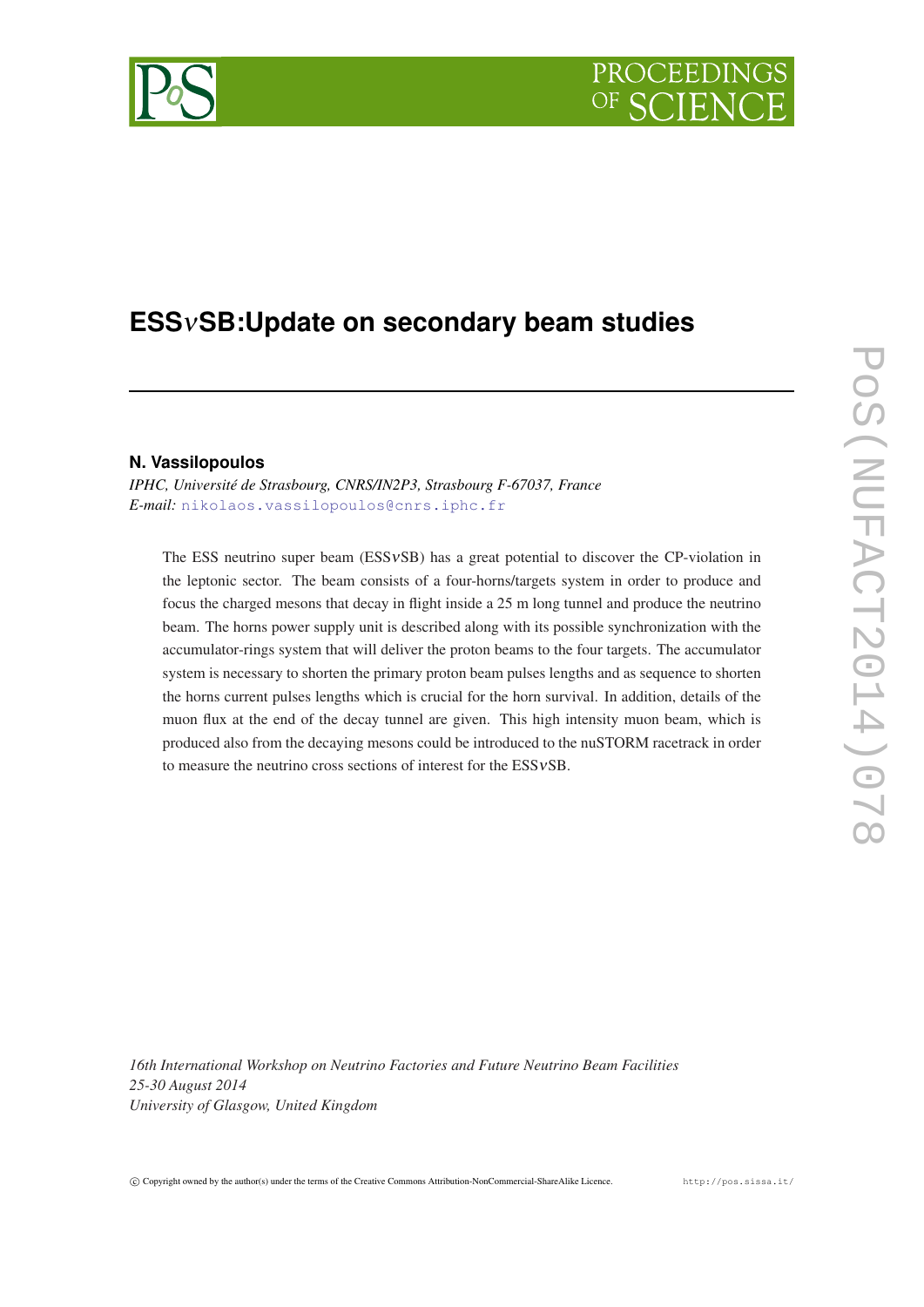# ESS$\nu$SB:Update on secondary beam studies

**N. Vassilopoulos**

*IPHC, Université de Strasbourg, CNRS/IN2P3, Strasbourg F-67037, France*
*E-mail:* nikolaos.vassilopoulos@cnrs.iphc.fr

The ESS neutrino super beam (ESS$\nu$SB) has a great potential to discover the CP-violation in the leptonic sector. The beam consists of a four-horns/targets system in order to produce and focus the charged mesons that decay in flight inside a 25 m long tunnel and produce the neutrino beam. The horns power supply unit is described along with its possible synchronization with the accumulator-rings system that will deliver the proton beams to the four targets. The accumulator system is necessary to shorten the primary proton beam pulses lengths and as sequence to shorten the horns current pulses lengths which is crucial for the horn survival. In addition, details of the muon flux at the end of the decay tunnel are given. This high intensity muon beam, which is produced also from the decaying mesons could be introduced to the nuSTORM racetrack in order to measure the neutrino cross sections of interest for the ESS$\nu$SB.

*16th International Workshop on Neutrino Factories and Future Neutrino Beam Facilities*
*25-30 August 2014*
*University of Glasgow, United Kingdom*

© Copyright owned by the author(s) under the terms of the Creative Commons Attribution-NonCommercial-ShareAlike Licence. http://pos.sissa.it/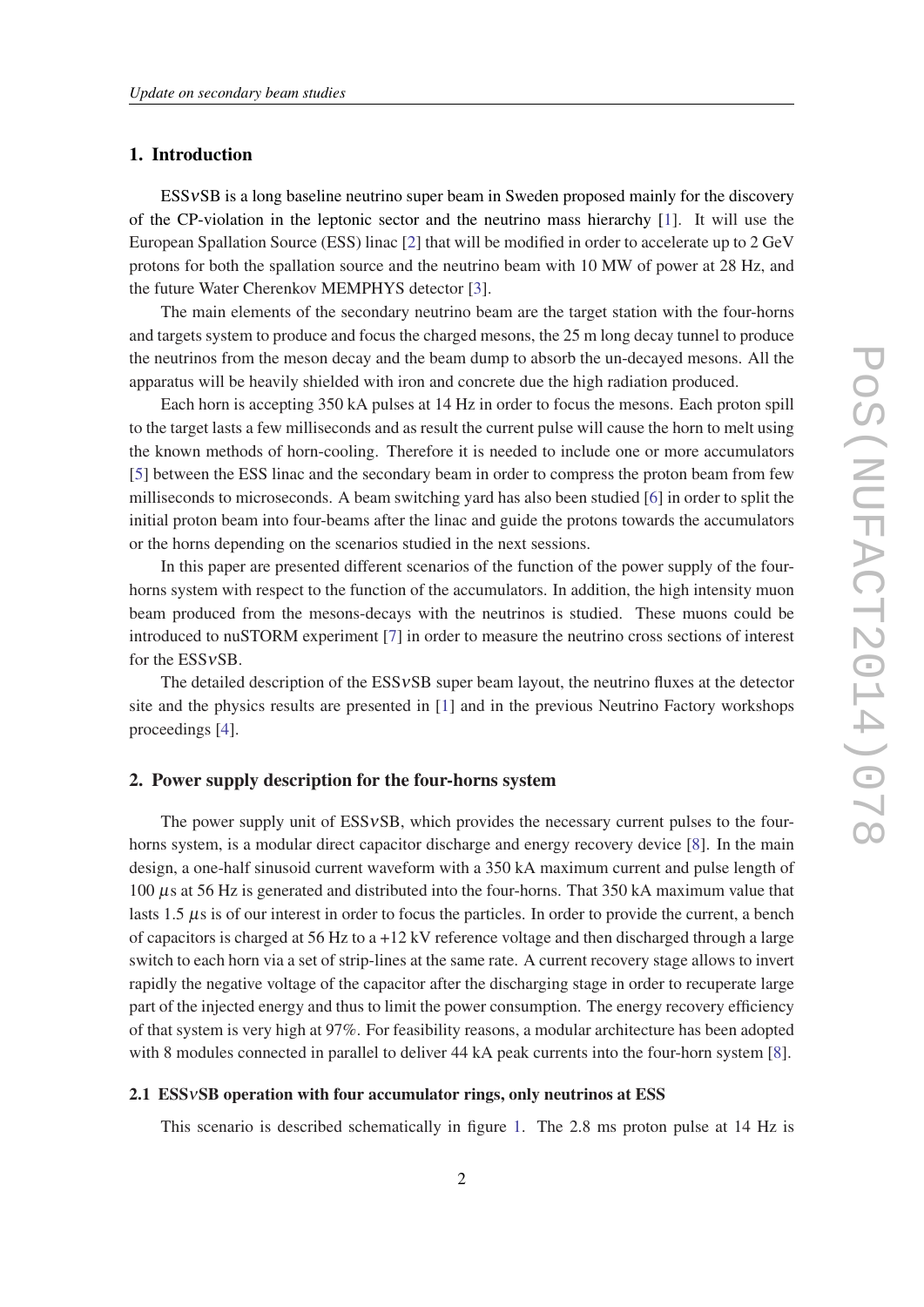## 1. Introduction

ESS$\nu$SB is a long baseline neutrino super beam in Sweden proposed mainly for the discovery of the CP-violation in the leptonic sector and the neutrino mass hierarchy [1]. It will use the European Spallation Source (ESS) linac [2] that will be modified in order to accelerate up to 2 GeV protons for both the spallation source and the neutrino beam with 10 MW of power at 28 Hz, and the future Water Cherenkov MEMPHYS detector [3].

The main elements of the secondary neutrino beam are the target station with the four-horns and targets system to produce and focus the charged mesons, the 25 m long decay tunnel to produce the neutrinos from the meson decay and the beam dump to absorb the un-decayed mesons. All the apparatus will be heavily shielded with iron and concrete due the high radiation produced.

Each horn is accepting 350 kA pulses at 14 Hz in order to focus the mesons. Each proton spill to the target lasts a few milliseconds and as result the current pulse will cause the horn to melt using the known methods of horn-cooling. Therefore it is needed to include one or more accumulators [5] between the ESS linac and the secondary beam in order to compress the proton beam from few milliseconds to microseconds. A beam switching yard has also been studied [6] in order to split the initial proton beam into four-beams after the linac and guide the protons towards the accumulators or the horns depending on the scenarios studied in the next sessions.

In this paper are presented different scenarios of the function of the power supply of the four-horns system with respect to the function of the accumulators. In addition, the high intensity muon beam produced from the mesons-decays with the neutrinos is studied. These muons could be introduced to nuSTORM experiment [7] in order to measure the neutrino cross sections of interest for the ESS$\nu$SB.

The detailed description of the ESS$\nu$SB super beam layout, the neutrino fluxes at the detector site and the physics results are presented in [1] and in the previous Neutrino Factory workshops proceedings [4].

## 2. Power supply description for the four-horns system

The power supply unit of ESS$\nu$SB, which provides the necessary current pulses to the four-horns system, is a modular direct capacitor discharge and energy recovery device [8]. In the main design, a one-half sinusoid current waveform with a 350 kA maximum current and pulse length of 100 $\mu$s at 56 Hz is generated and distributed into the four-horns. That 350 kA maximum value that lasts 1.5 $\mu$s is of our interest in order to focus the particles. In order to provide the current, a bench of capacitors is charged at 56 Hz to a +12 kV reference voltage and then discharged through a large switch to each horn via a set of strip-lines at the same rate. A current recovery stage allows to invert rapidly the negative voltage of the capacitor after the discharging stage in order to recuperate large part of the injected energy and thus to limit the power consumption. The energy recovery efficiency of that system is very high at 97%. For feasibility reasons, a modular architecture has been adopted with 8 modules connected in parallel to deliver 44 kA peak currents into the four-horn system [8].

### 2.1 ESS$\nu$SB operation with four accumulator rings, only neutrinos at ESS

This scenario is described schematically in figure 1. The 2.8 ms proton pulse at 14 Hz is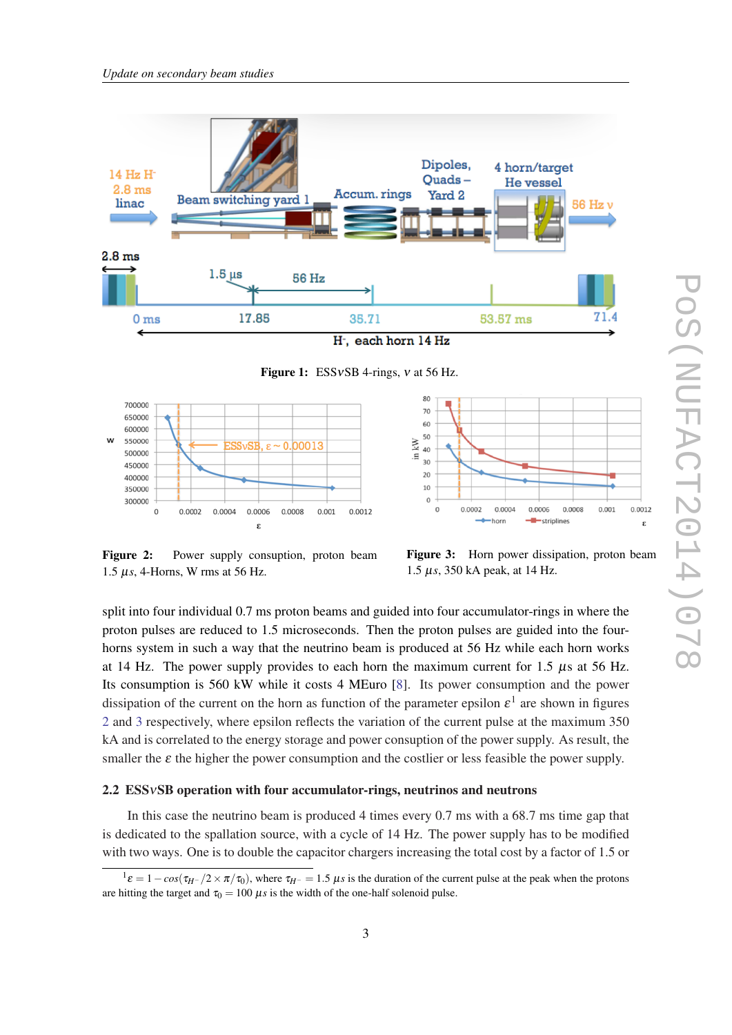Figure 1: ESS$\nu$SB 4-rings, $\nu$ at 56 Hz.

Figure 2: Power supply consumption, proton beam 1.5 $\mu s$, 4-Horns, W rms at 56 Hz.

Figure 3: Horn power dissipation, proton beam 1.5 $\mu s$, 350 kA peak, at 14 Hz.

split into four individual 0.7 ms proton beams and guided into four accumulator-rings in where the proton pulses are reduced to 1.5 microseconds. Then the proton pulses are guided into the four-horns system in such a way that the neutrino beam is produced at 56 Hz while each horn works at 14 Hz. The power supply provides to each horn the maximum current for 1.5 $\mu$s at 56 Hz. Its consumption is 560 kW while it costs 4 MEuro [8]. Its power consumption and the power dissipation of the current on the horn as function of the parameter epsilon $\varepsilon$[1] are shown in figures 2 and 3 respectively, where epsilon reflects the variation of the current pulse at the maximum 350 kA and is correlated to the energy storage and power consuption of the power supply. As result, the smaller the $\varepsilon$ the higher the power consumption and the costlier or less feasible the power supply.

### 2.2 ESS$\nu$SB operation with four accumulator-rings, neutrinos and neutrons

In this case the neutrino beam is produced 4 times every 0.7 ms with a 68.7 ms time gap that is dedicated to the spallation source, with a cycle of 14 Hz. The power supply has to be modified with two ways. One is to double the capacitor chargers increasing the total cost by a factor of 1.5 or

[1] $\varepsilon = 1 - cos(\tau_{H^-}/2 \times \pi/\tau_0)$, where $\tau_{H^-} = 1.5\ \mu s$ is the duration of the current pulse at the peak when the protons are hitting the target and $\tau_0 = 100\ \mu s$ is the width of the one-half solenoid pulse.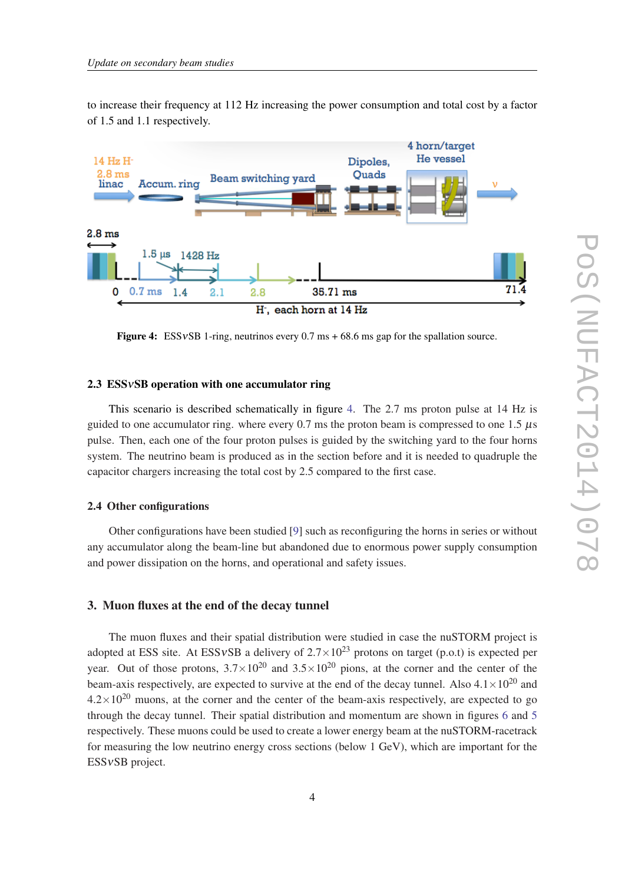to increase their frequency at 112 Hz increasing the power consumption and total cost by a factor of 1.5 and 1.1 respectively.

Figure 4: ESS$\nu$SB 1-ring, neutrinos every 0.7 ms + 68.6 ms gap for the spallation source.

### 2.3 ESS$\nu$SB operation with one accumulator ring

This scenario is described schematically in figure 4. The 2.7 ms proton pulse at 14 Hz is guided to one accumulator ring. where every 0.7 ms the proton beam is compressed to one 1.5 $\mu$s pulse. Then, each one of the four proton pulses is guided by the switching yard to the four horns system. The neutrino beam is produced as in the section before and it is needed to quadruple the capacitor chargers increasing the total cost by 2.5 compared to the first case.

### 2.4 Other configurations

Other configurations have been studied [9] such as reconfiguring the horns in series or without any accumulator along the beam-line but abandoned due to enormous power supply consumption and power dissipation on the horns, and operational and safety issues.

## 3. Muon fluxes at the end of the decay tunnel

The muon fluxes and their spatial distribution were studied in case the nuSTORM project is adopted at ESS site. At ESS$\nu$SB a delivery of $2.7\times10^{23}$ protons on target (p.o.t) is expected per year. Out of those protons, $3.7\times10^{20}$ and $3.5\times10^{20}$ pions, at the corner and the center of the beam-axis respectively, are expected to survive at the end of the decay tunnel. Also $4.1\times10^{20}$ and $4.2\times10^{20}$ muons, at the corner and the center of the beam-axis respectively, are expected to go through the decay tunnel. Their spatial distribution and momentum are shown in figures 6 and 5 respectively. These muons could be used to create a lower energy beam at the nuSTORM-racetrack for measuring the low neutrino energy cross sections (below 1 GeV), which are important for the ESS$\nu$SB project.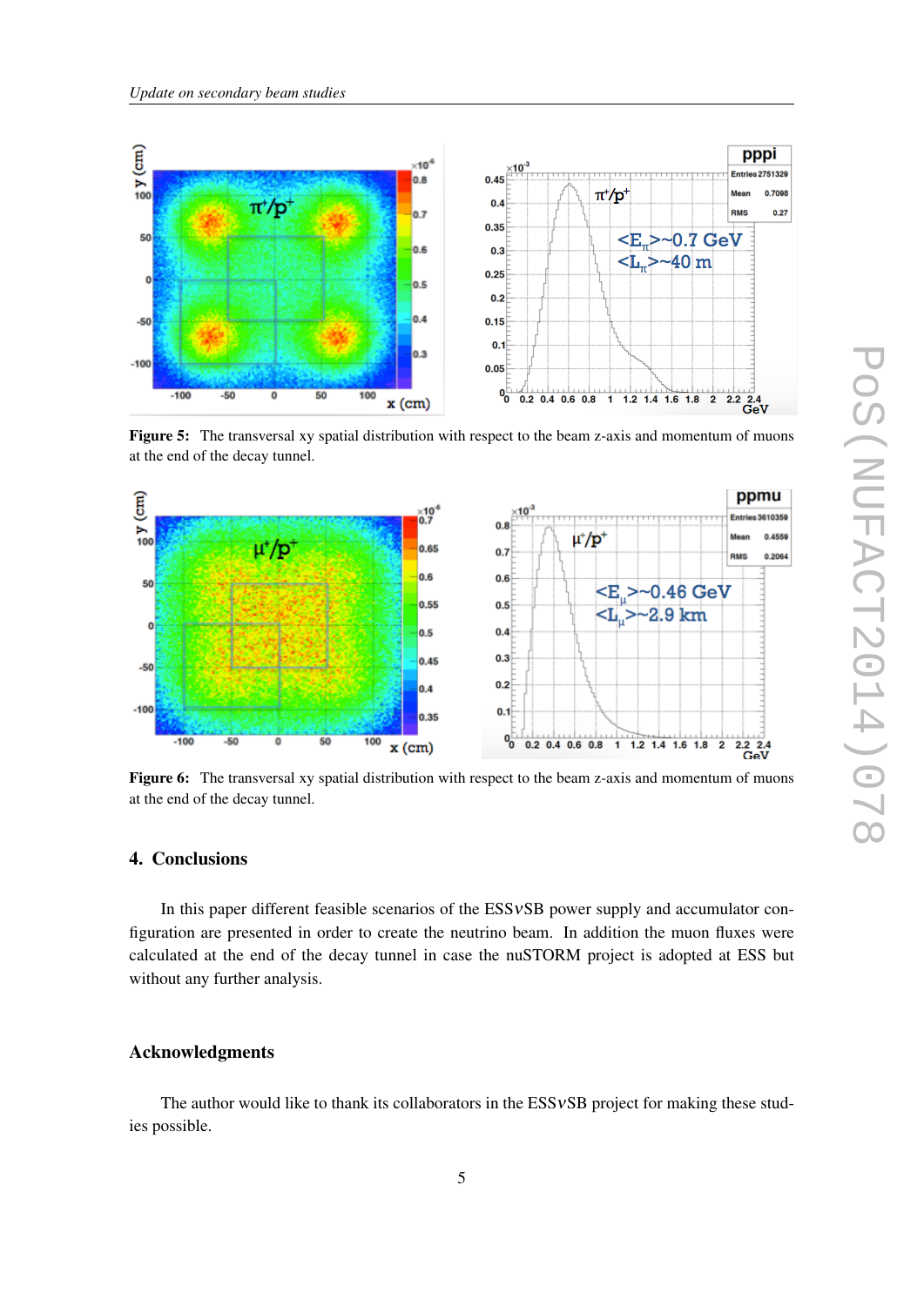**Figure 5:** The transversal xy spatial distribution with respect to the beam z-axis and momentum of muons at the end of the decay tunnel.

**Figure 6:** The transversal xy spatial distribution with respect to the beam z-axis and momentum of muons at the end of the decay tunnel.

## 4. Conclusions

In this paper different feasible scenarios of the ESS$\nu$SB power supply and accumulator configuration are presented in order to create the neutrino beam. In addition the muon fluxes were calculated at the end of the decay tunnel in case the nuSTORM project is adopted at ESS but without any further analysis.

## Acknowledgments

The author would like to thank its collaborators in the ESS$\nu$SB project for making these studies possible.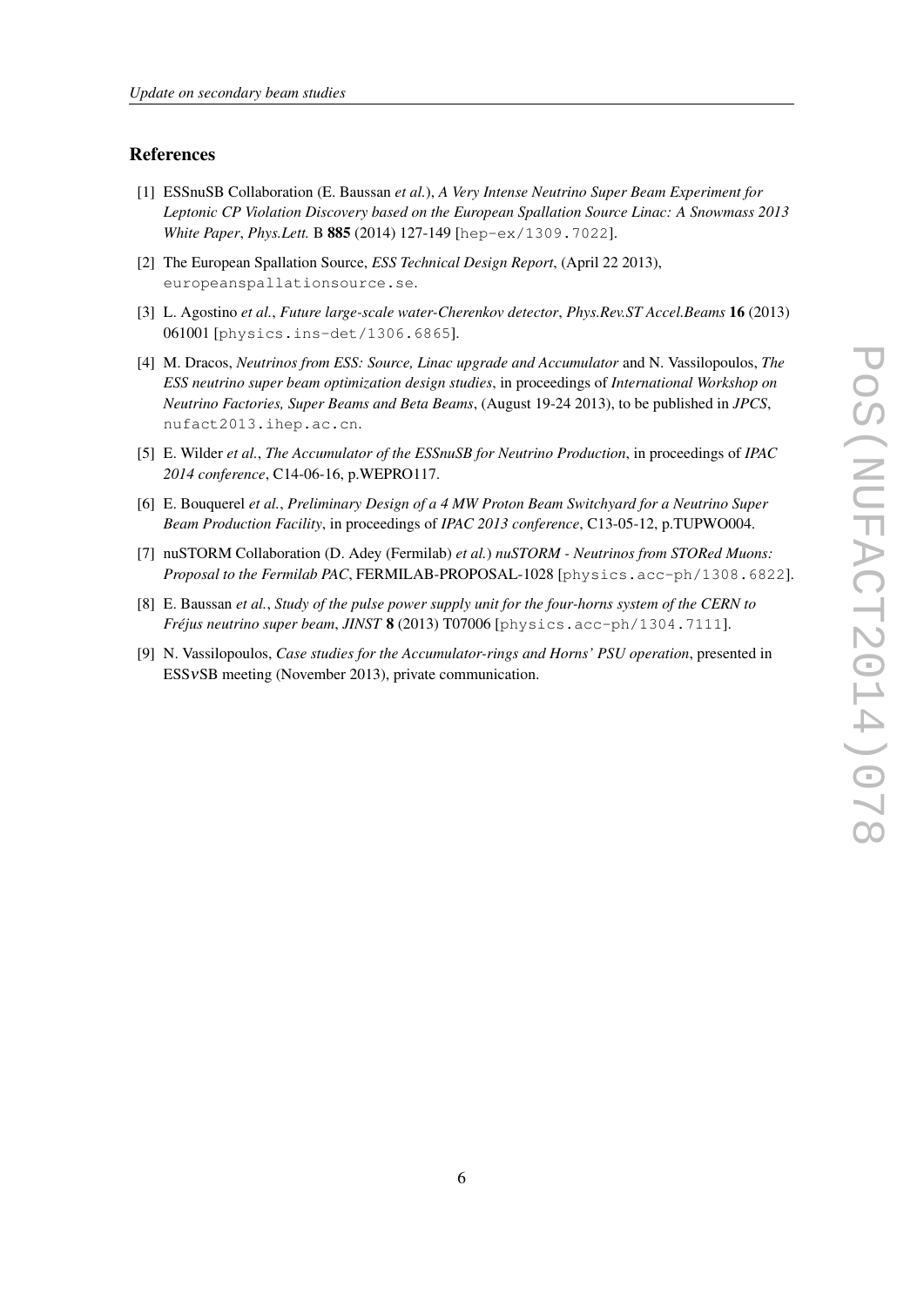## References

[1] ESSnuSB Collaboration (E. Baussan *et al.*), *A Very Intense Neutrino Super Beam Experiment for Leptonic CP Violation Discovery based on the European Spallation Source Linac: A Snowmass 2013 White Paper*, *Phys.Lett.* B **885** (2014) 127-149 [hep-ex/1309.7022].

[2] The European Spallation Source, *ESS Technical Design Report*, (April 22 2013), europeanspallationsource.se.

[3] L. Agostino *et al.*, *Future large-scale water-Cherenkov detector*, *Phys.Rev.ST Accel.Beams* **16** (2013) 061001 [physics.ins-det/1306.6865].

[4] M. Dracos, *Neutrinos from ESS: Source, Linac upgrade and Accumulator* and N. Vassilopoulos, *The ESS neutrino super beam optimization design studies*, in proceedings of *International Workshop on Neutrino Factories, Super Beams and Beta Beams*, (August 19-24 2013), to be published in *JPCS*, nufact2013.ihep.ac.cn.

[5] E. Wilder *et al.*, *The Accumulator of the ESSnuSB for Neutrino Production*, in proceedings of *IPAC 2014 conference*, C14-06-16, p.WEPRO117.

[6] E. Bouquerel *et al.*, *Preliminary Design of a 4 MW Proton Beam Switchyard for a Neutrino Super Beam Production Facility*, in proceedings of *IPAC 2013 conference*, C13-05-12, p.TUPWO004.

[7] nuSTORM Collaboration (D. Adey (Fermilab) *et al.*) *nuSTORM - Neutrinos from STORed Muons: Proposal to the Fermilab PAC*, FERMILAB-PROPOSAL-1028 [physics.acc-ph/1308.6822].

[8] E. Baussan *et al.*, *Study of the pulse power supply unit for the four-horns system of the CERN to Fréjus neutrino super beam*, *JINST* **8** (2013) T07006 [physics.acc-ph/1304.7111].

[9] N. Vassilopoulos, *Case studies for the Accumulator-rings and Horns' PSU operation*, presented in ESS$\nu$SB meeting (November 2013), private communication.